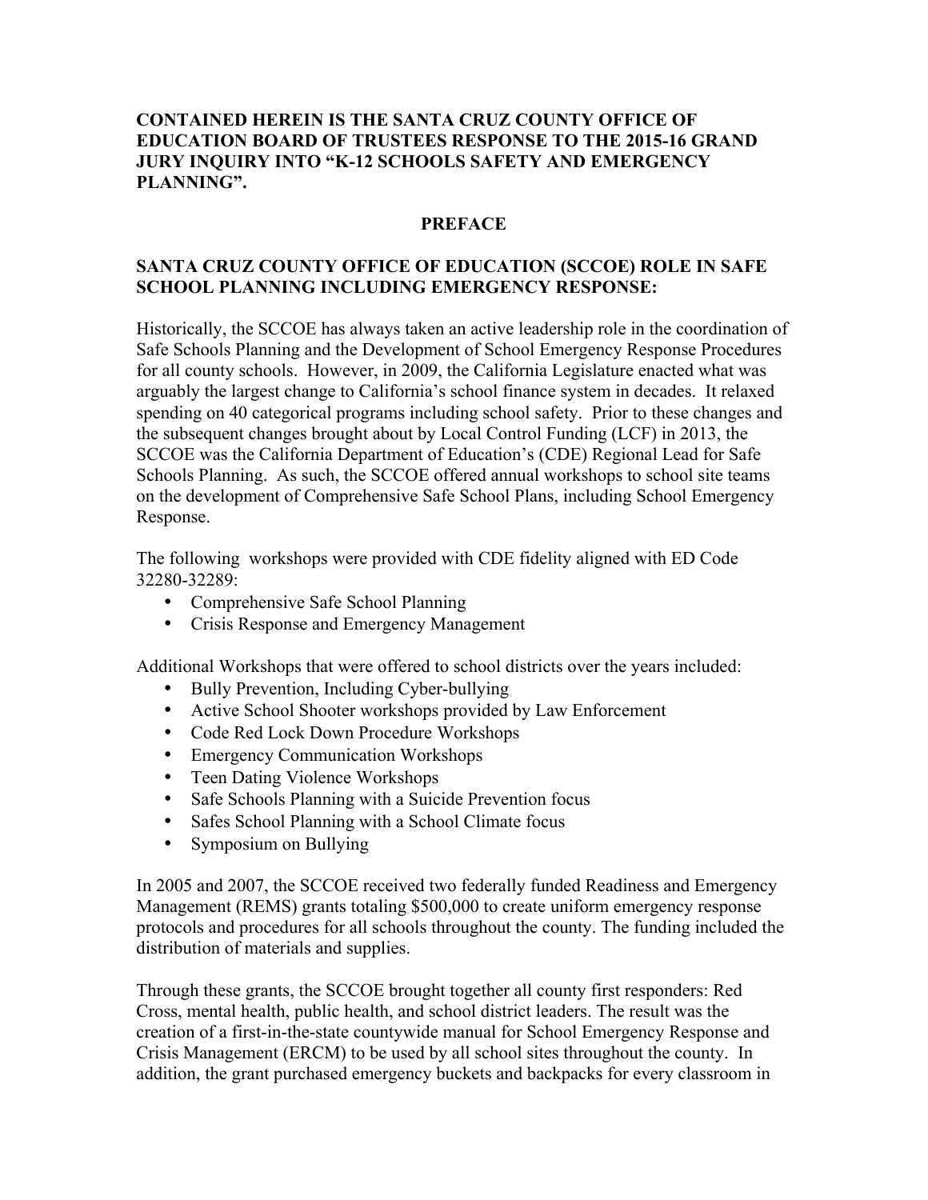**CONTAINED HEREIN IS THE SANTA CRUZ COUNTY OFFICE OF EDUCATION BOARD OF TRUSTEES RESPONSE TO THE 2015-16 GRAND JURY INQUIRY INTO "K-12 SCHOOLS SAFETY AND EMERGENCY PLANNING".**

## PREFACE

### SANTA CRUZ COUNTY OFFICE OF EDUCATION (SCCOE) ROLE IN SAFE SCHOOL PLANNING INCLUDING EMERGENCY RESPONSE:

Historically, the SCCOE has always taken an active leadership role in the coordination of Safe Schools Planning and the Development of School Emergency Response Procedures for all county schools. However, in 2009, the California Legislature enacted what was arguably the largest change to California's school finance system in decades. It relaxed spending on 40 categorical programs including school safety. Prior to these changes and the subsequent changes brought about by Local Control Funding (LCF) in 2013, the SCCOE was the California Department of Education's (CDE) Regional Lead for Safe Schools Planning. As such, the SCCOE offered annual workshops to school site teams on the development of Comprehensive Safe School Plans, including School Emergency Response.

The following workshops were provided with CDE fidelity aligned with ED Code 32280-32289:

- Comprehensive Safe School Planning
- Crisis Response and Emergency Management

Additional Workshops that were offered to school districts over the years included:

- Bully Prevention, Including Cyber-bullying
- Active School Shooter workshops provided by Law Enforcement
- Code Red Lock Down Procedure Workshops
- Emergency Communication Workshops
- Teen Dating Violence Workshops
- Safe Schools Planning with a Suicide Prevention focus
- Safes School Planning with a School Climate focus
- Symposium on Bullying

In 2005 and 2007, the SCCOE received two federally funded Readiness and Emergency Management (REMS) grants totaling $500,000 to create uniform emergency response protocols and procedures for all schools throughout the county. The funding included the distribution of materials and supplies.

Through these grants, the SCCOE brought together all county first responders: Red Cross, mental health, public health, and school district leaders. The result was the creation of a first-in-the-state countywide manual for School Emergency Response and Crisis Management (ERCM) to be used by all school sites throughout the county. In addition, the grant purchased emergency buckets and backpacks for every classroom in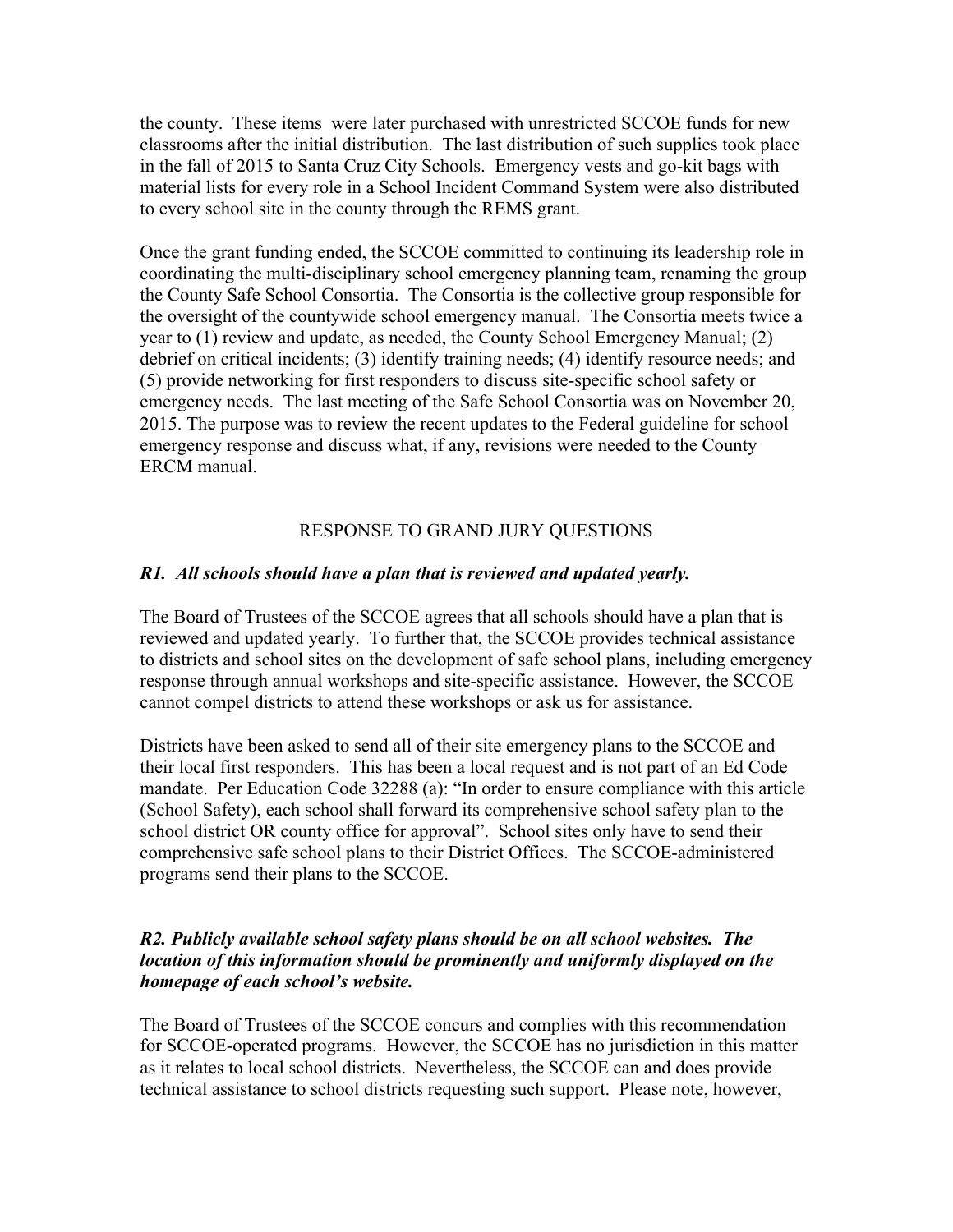the county. These items were later purchased with unrestricted SCCOE funds for new classrooms after the initial distribution. The last distribution of such supplies took place in the fall of 2015 to Santa Cruz City Schools. Emergency vests and go-kit bags with material lists for every role in a School Incident Command System were also distributed to every school site in the county through the REMS grant.

Once the grant funding ended, the SCCOE committed to continuing its leadership role in coordinating the multi-disciplinary school emergency planning team, renaming the group the County Safe School Consortia. The Consortia is the collective group responsible for the oversight of the countywide school emergency manual. The Consortia meets twice a year to (1) review and update, as needed, the County School Emergency Manual; (2) debrief on critical incidents; (3) identify training needs; (4) identify resource needs; and (5) provide networking for first responders to discuss site-specific school safety or emergency needs. The last meeting of the Safe School Consortia was on November 20, 2015. The purpose was to review the recent updates to the Federal guideline for school emergency response and discuss what, if any, revisions were needed to the County ERCM manual.

## RESPONSE TO GRAND JURY QUESTIONS

***R1. All schools should have a plan that is reviewed and updated yearly.***

The Board of Trustees of the SCCOE agrees that all schools should have a plan that is reviewed and updated yearly. To further that, the SCCOE provides technical assistance to districts and school sites on the development of safe school plans, including emergency response through annual workshops and site-specific assistance. However, the SCCOE cannot compel districts to attend these workshops or ask us for assistance.

Districts have been asked to send all of their site emergency plans to the SCCOE and their local first responders. This has been a local request and is not part of an Ed Code mandate. Per Education Code 32288 (a): "In order to ensure compliance with this article (School Safety), each school shall forward its comprehensive school safety plan to the school district OR county office for approval". School sites only have to send their comprehensive safe school plans to their District Offices. The SCCOE-administered programs send their plans to the SCCOE.

***R2. Publicly available school safety plans should be on all school websites. The location of this information should be prominently and uniformly displayed on the homepage of each school's website.***

The Board of Trustees of the SCCOE concurs and complies with this recommendation for SCCOE-operated programs. However, the SCCOE has no jurisdiction in this matter as it relates to local school districts. Nevertheless, the SCCOE can and does provide technical assistance to school districts requesting such support. Please note, however,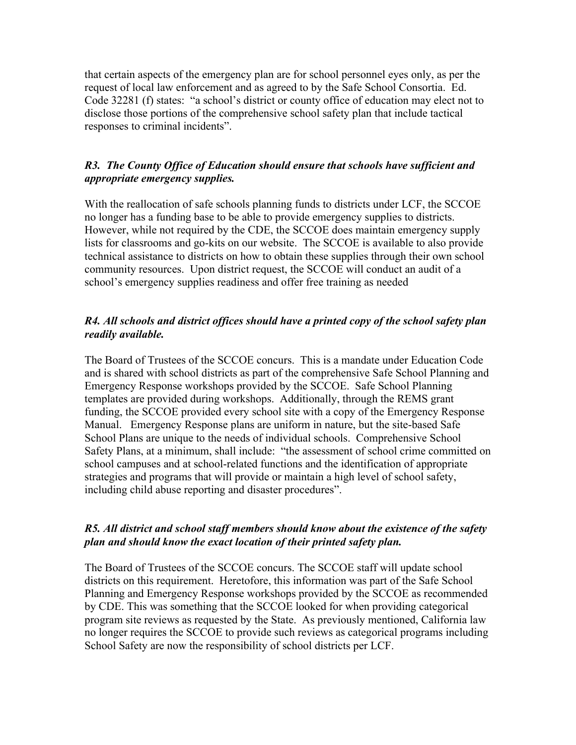that certain aspects of the emergency plan are for school personnel eyes only, as per the request of local law enforcement and as agreed to by the Safe School Consortia. Ed. Code 32281 (f) states: "a school's district or county office of education may elect not to disclose those portions of the comprehensive school safety plan that include tactical responses to criminal incidents".

***R3. The County Office of Education should ensure that schools have sufficient and appropriate emergency supplies.***

With the reallocation of safe schools planning funds to districts under LCF, the SCCOE no longer has a funding base to be able to provide emergency supplies to districts. However, while not required by the CDE, the SCCOE does maintain emergency supply lists for classrooms and go-kits on our website. The SCCOE is available to also provide technical assistance to districts on how to obtain these supplies through their own school community resources. Upon district request, the SCCOE will conduct an audit of a school's emergency supplies readiness and offer free training as needed

***R4. All schools and district offices should have a printed copy of the school safety plan readily available.***

The Board of Trustees of the SCCOE concurs. This is a mandate under Education Code and is shared with school districts as part of the comprehensive Safe School Planning and Emergency Response workshops provided by the SCCOE. Safe School Planning templates are provided during workshops. Additionally, through the REMS grant funding, the SCCOE provided every school site with a copy of the Emergency Response Manual. Emergency Response plans are uniform in nature, but the site-based Safe School Plans are unique to the needs of individual schools. Comprehensive School Safety Plans, at a minimum, shall include: "the assessment of school crime committed on school campuses and at school-related functions and the identification of appropriate strategies and programs that will provide or maintain a high level of school safety, including child abuse reporting and disaster procedures".

***R5. All district and school staff members should know about the existence of the safety plan and should know the exact location of their printed safety plan.***

The Board of Trustees of the SCCOE concurs. The SCCOE staff will update school districts on this requirement. Heretofore, this information was part of the Safe School Planning and Emergency Response workshops provided by the SCCOE as recommended by CDE. This was something that the SCCOE looked for when providing categorical program site reviews as requested by the State. As previously mentioned, California law no longer requires the SCCOE to provide such reviews as categorical programs including School Safety are now the responsibility of school districts per LCF.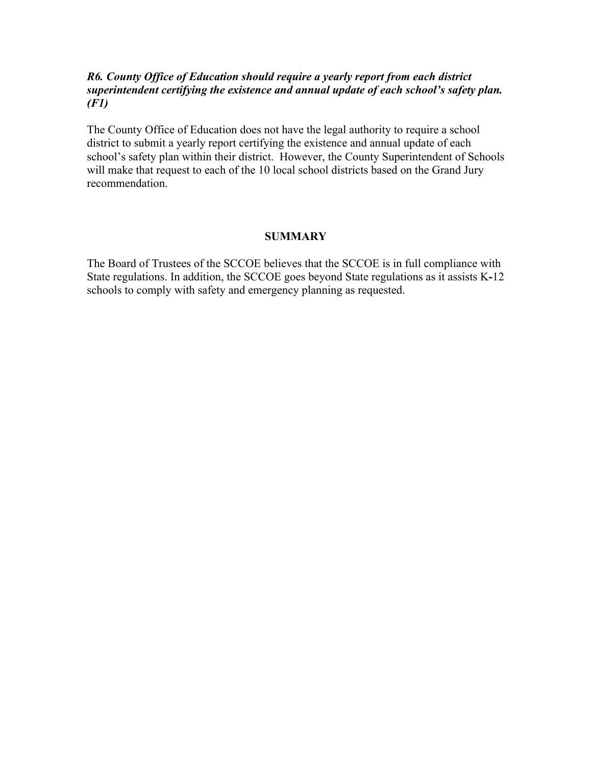***R6. County Office of Education should require a yearly report from each district superintendent certifying the existence and annual update of each school's safety plan. (F1)***

The County Office of Education does not have the legal authority to require a school district to submit a yearly report certifying the existence and annual update of each school's safety plan within their district. However, the County Superintendent of Schools will make that request to each of the 10 local school districts based on the Grand Jury recommendation.

## SUMMARY

The Board of Trustees of the SCCOE believes that the SCCOE is in full compliance with State regulations. In addition, the SCCOE goes beyond State regulations as it assists K-12 schools to comply with safety and emergency planning as requested.